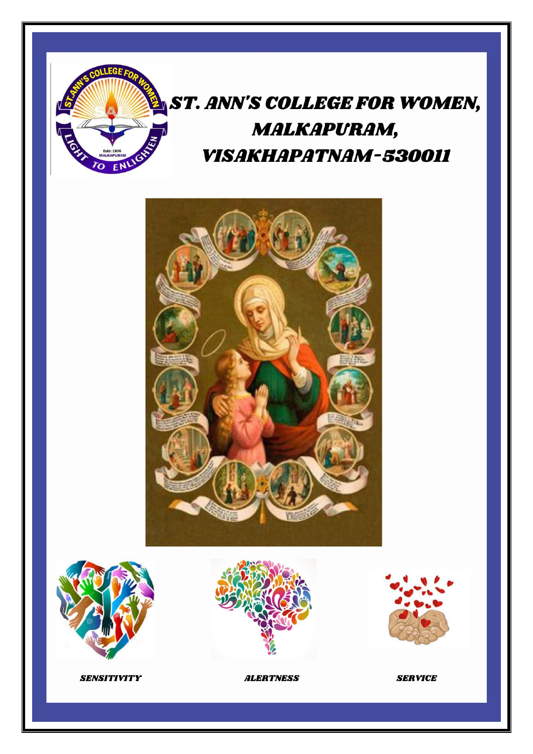# ST. ANN'S COLLEGE FOR WOMEN, MALKAPURAM, VISAKHAPATNAM-530011

*SENSITIVITY* *ALERTNESS* *SERVICE*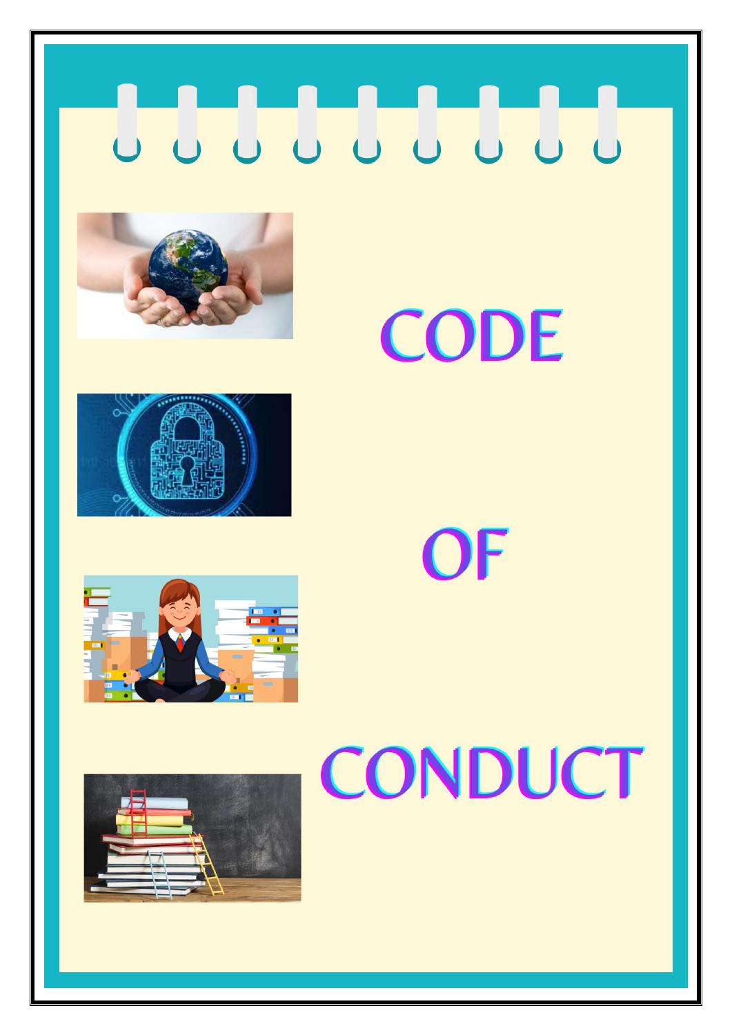# CODE

# OF

# CONDUCT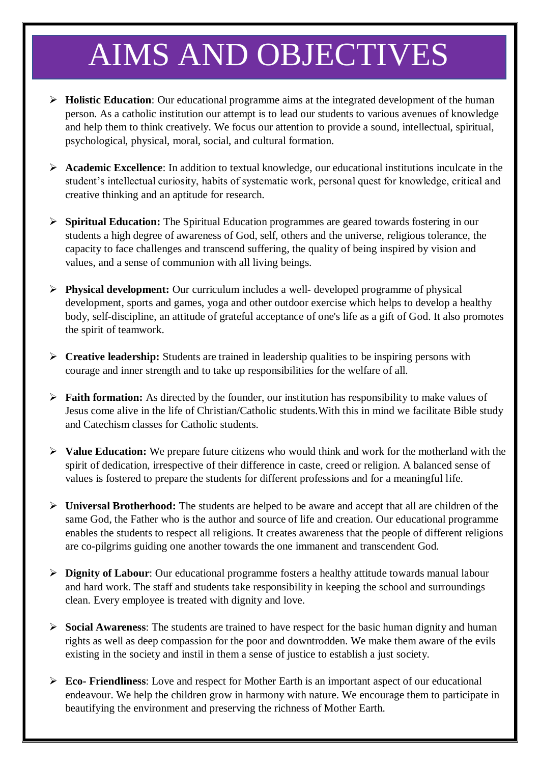# AIMS AND OBJECTIVES

- **Holistic Education**: Our educational programme aims at the integrated development of the human person. As a catholic institution our attempt is to lead our students to various avenues of knowledge and help them to think creatively. We focus our attention to provide a sound, intellectual, spiritual, psychological, physical, moral, social, and cultural formation.

- **Academic Excellence**: In addition to textual knowledge, our educational institutions inculcate in the student's intellectual curiosity, habits of systematic work, personal quest for knowledge, critical and creative thinking and an aptitude for research.

- **Spiritual Education:** The Spiritual Education programmes are geared towards fostering in our students a high degree of awareness of God, self, others and the universe, religious tolerance, the capacity to face challenges and transcend suffering, the quality of being inspired by vision and values, and a sense of communion with all living beings.

- **Physical development:** Our curriculum includes a well- developed programme of physical development, sports and games, yoga and other outdoor exercise which helps to develop a healthy body, self-discipline, an attitude of grateful acceptance of one's life as a gift of God. It also promotes the spirit of teamwork.

- **Creative leadership:** Students are trained in leadership qualities to be inspiring persons with courage and inner strength and to take up responsibilities for the welfare of all.

- **Faith formation:** As directed by the founder, our institution has responsibility to make values of Jesus come alive in the life of Christian/Catholic students.With this in mind we facilitate Bible study and Catechism classes for Catholic students.

- **Value Education:** We prepare future citizens who would think and work for the motherland with the spirit of dedication, irrespective of their difference in caste, creed or religion. A balanced sense of values is fostered to prepare the students for different professions and for a meaningful life.

- **Universal Brotherhood:** The students are helped to be aware and accept that all are children of the same God, the Father who is the author and source of life and creation. Our educational programme enables the students to respect all religions. It creates awareness that the people of different religions are co-pilgrims guiding one another towards the one immanent and transcendent God.

- **Dignity of Labour**: Our educational programme fosters a healthy attitude towards manual labour and hard work. The staff and students take responsibility in keeping the school and surroundings clean. Every employee is treated with dignity and love.

- **Social Awareness**: The students are trained to have respect for the basic human dignity and human rights as well as deep compassion for the poor and downtrodden. We make them aware of the evils existing in the society and instil in them a sense of justice to establish a just society.

- **Eco- Friendliness**: Love and respect for Mother Earth is an important aspect of our educational endeavour. We help the children grow in harmony with nature. We encourage them to participate in beautifying the environment and preserving the richness of Mother Earth.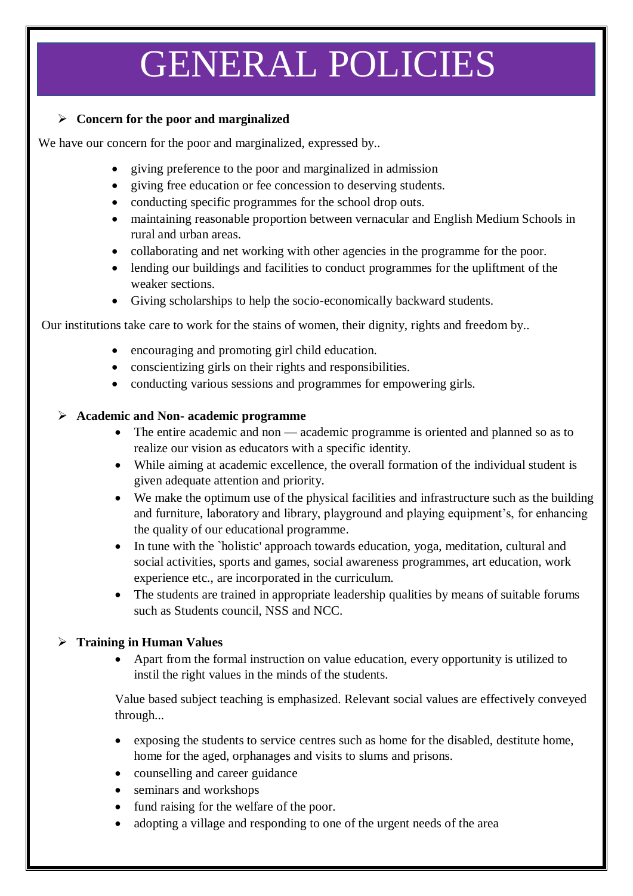# GENERAL POLICIES

- **Concern for the poor and marginalized**

We have our concern for the poor and marginalized, expressed by..

- giving preference to the poor and marginalized in admission
- giving free education or fee concession to deserving students.
- conducting specific programmes for the school drop outs.
- maintaining reasonable proportion between vernacular and English Medium Schools in rural and urban areas.
- collaborating and net working with other agencies in the programme for the poor.
- lending our buildings and facilities to conduct programmes for the upliftment of the weaker sections.
- Giving scholarships to help the socio-economically backward students.

Our institutions take care to work for the stains of women, their dignity, rights and freedom by..

- encouraging and promoting girl child education.
- conscientizing girls on their rights and responsibilities.
- conducting various sessions and programmes for empowering girls.

- **Academic and Non- academic programme**
  - The entire academic and non — academic programme is oriented and planned so as to realize our vision as educators with a specific identity.
  - While aiming at academic excellence, the overall formation of the individual student is given adequate attention and priority.
  - We make the optimum use of the physical facilities and infrastructure such as the building and furniture, laboratory and library, playground and playing equipment's, for enhancing the quality of our educational programme.
  - In tune with the `holistic' approach towards education, yoga, meditation, cultural and social activities, sports and games, social awareness programmes, art education, work experience etc., are incorporated in the curriculum.
  - The students are trained in appropriate leadership qualities by means of suitable forums such as Students council, NSS and NCC.

- **Training in Human Values**
  - Apart from the formal instruction on value education, every opportunity is utilized to instil the right values in the minds of the students.

  Value based subject teaching is emphasized. Relevant social values are effectively conveyed through...

  - exposing the students to service centres such as home for the disabled, destitute home, home for the aged, orphanages and visits to slums and prisons.
  - counselling and career guidance
  - seminars and workshops
  - fund raising for the welfare of the poor.
  - adopting a village and responding to one of the urgent needs of the area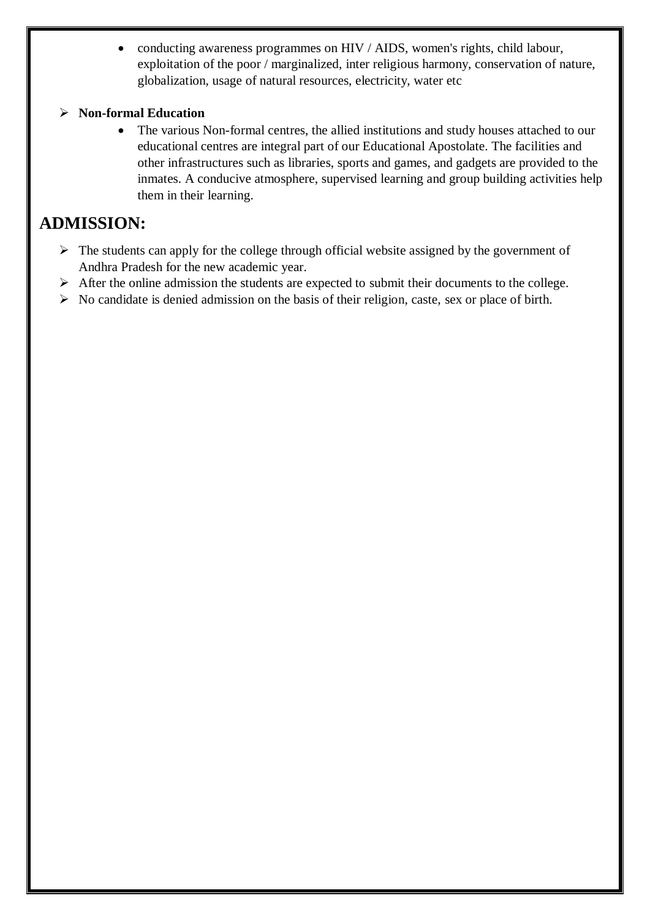- conducting awareness programmes on HIV / AIDS, women's rights, child labour, exploitation of the poor / marginalized, inter religious harmony, conservation of nature, globalization, usage of natural resources, electricity, water etc

- **Non-formal Education**
  - The various Non-formal centres, the allied institutions and study houses attached to our educational centres are integral part of our Educational Apostolate. The facilities and other infrastructures such as libraries, sports and games, and gadgets are provided to the inmates. A conducive atmosphere, supervised learning and group building activities help them in their learning.

## ADMISSION:

- The students can apply for the college through official website assigned by the government of Andhra Pradesh for the new academic year.
- After the online admission the students are expected to submit their documents to the college.
- No candidate is denied admission on the basis of their religion, caste, sex or place of birth.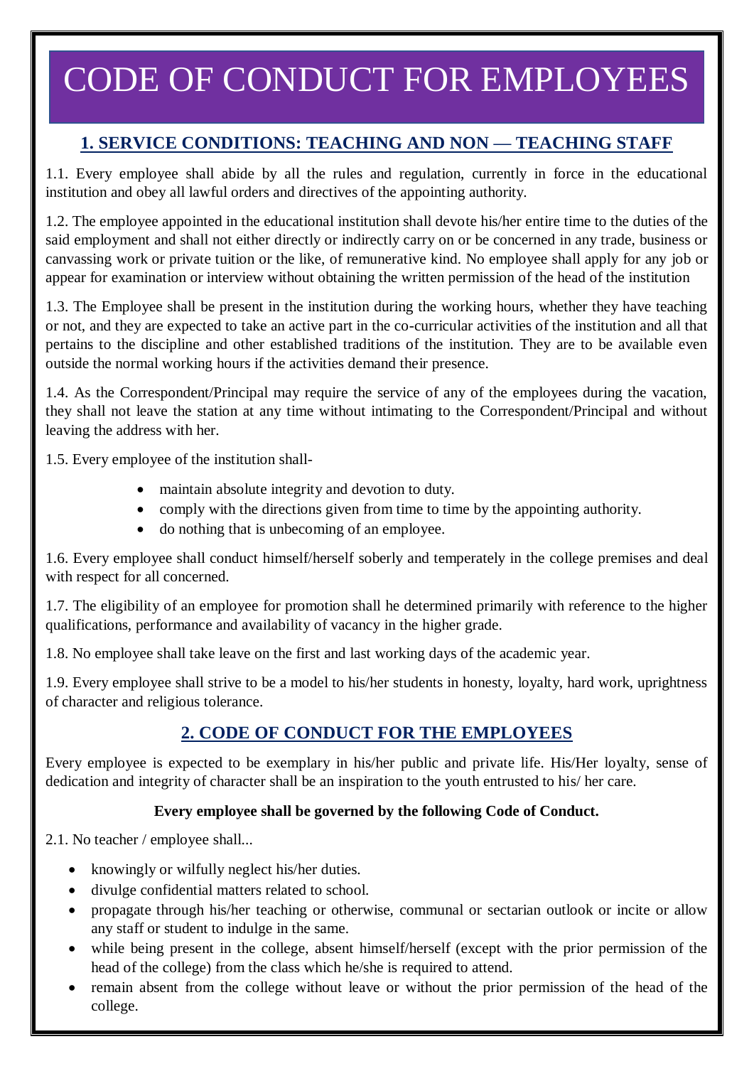# CODE OF CONDUCT FOR EMPLOYEES

## 1. SERVICE CONDITIONS: TEACHING AND NON — TEACHING STAFF

1.1. Every employee shall abide by all the rules and regulation, currently in force in the educational institution and obey all lawful orders and directives of the appointing authority.

1.2. The employee appointed in the educational institution shall devote his/her entire time to the duties of the said employment and shall not either directly or indirectly carry on or be concerned in any trade, business or canvassing work or private tuition or the like, of remunerative kind. No employee shall apply for any job or appear for examination or interview without obtaining the written permission of the head of the institution

1.3. The Employee shall be present in the institution during the working hours, whether they have teaching or not, and they are expected to take an active part in the co-curricular activities of the institution and all that pertains to the discipline and other established traditions of the institution. They are to be available even outside the normal working hours if the activities demand their presence.

1.4. As the Correspondent/Principal may require the service of any of the employees during the vacation, they shall not leave the station at any time without intimating to the Correspondent/Principal and without leaving the address with her.

1.5. Every employee of the institution shall-

- maintain absolute integrity and devotion to duty.
- comply with the directions given from time to time by the appointing authority.
- do nothing that is unbecoming of an employee.

1.6. Every employee shall conduct himself/herself soberly and temperately in the college premises and deal with respect for all concerned.

1.7. The eligibility of an employee for promotion shall he determined primarily with reference to the higher qualifications, performance and availability of vacancy in the higher grade.

1.8. No employee shall take leave on the first and last working days of the academic year.

1.9. Every employee shall strive to be a model to his/her students in honesty, loyalty, hard work, uprightness of character and religious tolerance.

## 2. CODE OF CONDUCT FOR THE EMPLOYEES

Every employee is expected to be exemplary in his/her public and private life. His/Her loyalty, sense of dedication and integrity of character shall be an inspiration to the youth entrusted to his/ her care.

**Every employee shall be governed by the following Code of Conduct.**

2.1. No teacher / employee shall...

- knowingly or wilfully neglect his/her duties.
- divulge confidential matters related to school.
- propagate through his/her teaching or otherwise, communal or sectarian outlook or incite or allow any staff or student to indulge in the same.
- while being present in the college, absent himself/herself (except with the prior permission of the head of the college) from the class which he/she is required to attend.
- remain absent from the college without leave or without the prior permission of the head of the college.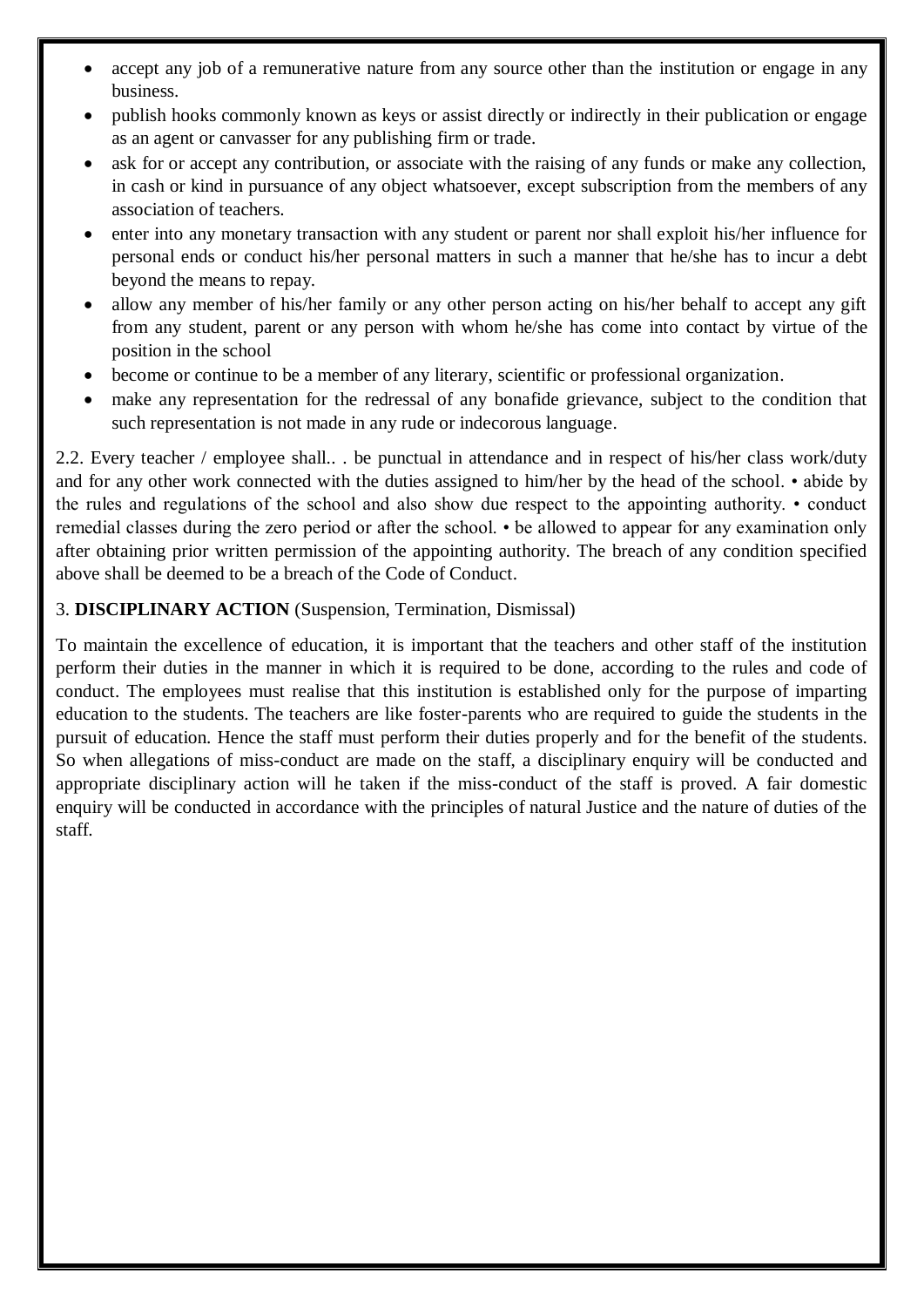- accept any job of a remunerative nature from any source other than the institution or engage in any business.
- publish hooks commonly known as keys or assist directly or indirectly in their publication or engage as an agent or canvasser for any publishing firm or trade.
- ask for or accept any contribution, or associate with the raising of any funds or make any collection, in cash or kind in pursuance of any object whatsoever, except subscription from the members of any association of teachers.
- enter into any monetary transaction with any student or parent nor shall exploit his/her influence for personal ends or conduct his/her personal matters in such a manner that he/she has to incur a debt beyond the means to repay.
- allow any member of his/her family or any other person acting on his/her behalf to accept any gift from any student, parent or any person with whom he/she has come into contact by virtue of the position in the school
- become or continue to be a member of any literary, scientific or professional organization.
- make any representation for the redressal of any bonafide grievance, subject to the condition that such representation is not made in any rude or indecorous language.

2.2. Every teacher / employee shall.. . be punctual in attendance and in respect of his/her class work/duty and for any other work connected with the duties assigned to him/her by the head of the school. • abide by the rules and regulations of the school and also show due respect to the appointing authority. • conduct remedial classes during the zero period or after the school. • be allowed to appear for any examination only after obtaining prior written permission of the appointing authority. The breach of any condition specified above shall be deemed to be a breach of the Code of Conduct.

3. **DISCIPLINARY ACTION** (Suspension, Termination, Dismissal)

To maintain the excellence of education, it is important that the teachers and other staff of the institution perform their duties in the manner in which it is required to be done, according to the rules and code of conduct. The employees must realise that this institution is established only for the purpose of imparting education to the students. The teachers are like foster-parents who are required to guide the students in the pursuit of education. Hence the staff must perform their duties properly and for the benefit of the students. So when allegations of miss-conduct are made on the staff, a disciplinary enquiry will be conducted and appropriate disciplinary action will he taken if the miss-conduct of the staff is proved. A fair domestic enquiry will be conducted in accordance with the principles of natural Justice and the nature of duties of the staff.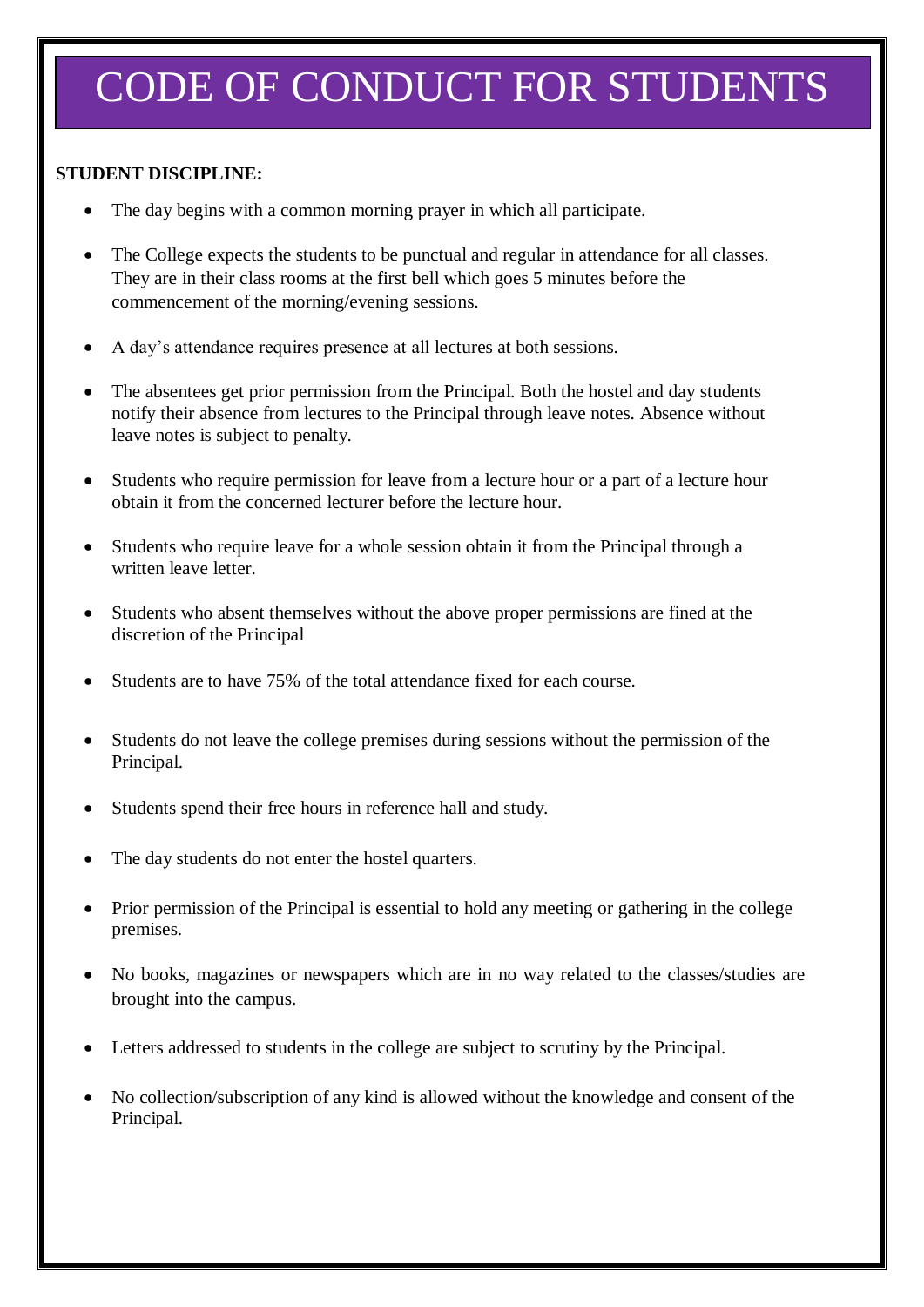# CODE OF CONDUCT FOR STUDENTS

**STUDENT DISCIPLINE:**

- The day begins with a common morning prayer in which all participate.
- The College expects the students to be punctual and regular in attendance for all classes. They are in their class rooms at the first bell which goes 5 minutes before the commencement of the morning/evening sessions.
- A day's attendance requires presence at all lectures at both sessions.
- The absentees get prior permission from the Principal. Both the hostel and day students notify their absence from lectures to the Principal through leave notes. Absence without leave notes is subject to penalty.
- Students who require permission for leave from a lecture hour or a part of a lecture hour obtain it from the concerned lecturer before the lecture hour.
- Students who require leave for a whole session obtain it from the Principal through a written leave letter.
- Students who absent themselves without the above proper permissions are fined at the discretion of the Principal
- Students are to have 75% of the total attendance fixed for each course.
- Students do not leave the college premises during sessions without the permission of the Principal.
- Students spend their free hours in reference hall and study.
- The day students do not enter the hostel quarters.
- Prior permission of the Principal is essential to hold any meeting or gathering in the college premises.
- No books, magazines or newspapers which are in no way related to the classes/studies are brought into the campus.
- Letters addressed to students in the college are subject to scrutiny by the Principal.
- No collection/subscription of any kind is allowed without the knowledge and consent of the Principal.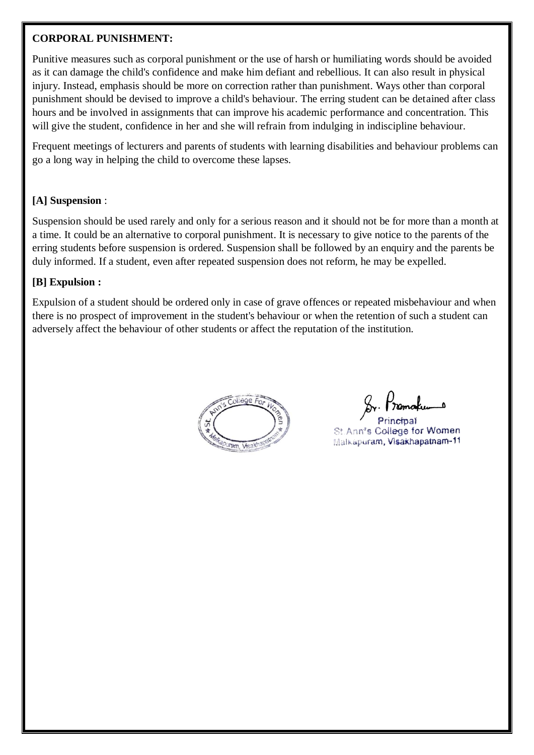**CORPORAL PUNISHMENT:**

Punitive measures such as corporal punishment or the use of harsh or humiliating words should be avoided as it can damage the child's confidence and make him defiant and rebellious. It can also result in physical injury. Instead, emphasis should be more on correction rather than punishment. Ways other than corporal punishment should be devised to improve a child's behaviour. The erring student can be detained after class hours and be involved in assignments that can improve his academic performance and concentration. This will give the student, confidence in her and she will refrain from indulging in indiscipline behaviour.

Frequent meetings of lecturers and parents of students with learning disabilities and behaviour problems can go a long way in helping the child to overcome these lapses.

**[A] Suspension** :

Suspension should be used rarely and only for a serious reason and it should not be for more than a month at a time. It could be an alternative to corporal punishment. It is necessary to give notice to the parents of the erring students before suspension is ordered. Suspension shall be followed by an enquiry and the parents be duly informed. If a student, even after repeated suspension does not reform, he may be expelled.

**[B] Expulsion :**

Expulsion of a student should be ordered only in case of grave offences or repeated misbehaviour and when there is no prospect of improvement in the student's behaviour or when the retention of such a student can adversely affect the behaviour of other students or affect the reputation of the institution.

St. Ann's College For Women, Malkapuram, Visakhapatnam

Sr. Premakumari

Principal
St Ann's College for Women
Malkapuram, Visakhapatnam-11